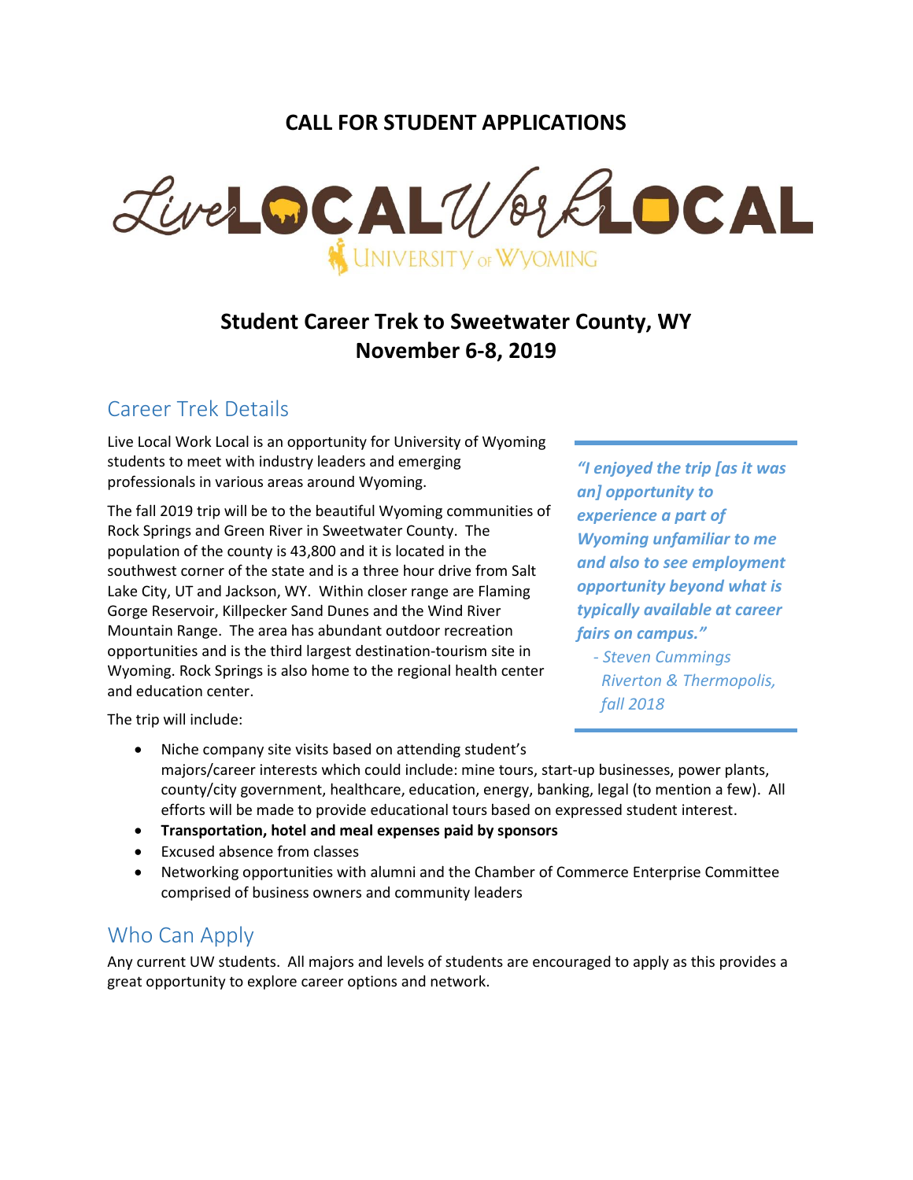## CALL FOR STUDENT APPLICATIONS

Live LOCAL Work LOCAL
UNIVERSITY of WYOMING

## Student Career Trek to Sweetwater County, WY
## November 6-8, 2019

### Career Trek Details

Live Local Work Local is an opportunity for University of Wyoming students to meet with industry leaders and emerging professionals in various areas around Wyoming.

The fall 2019 trip will be to the beautiful Wyoming communities of Rock Springs and Green River in Sweetwater County. The population of the county is 43,800 and it is located in the southwest corner of the state and is a three hour drive from Salt Lake City, UT and Jackson, WY. Within closer range are Flaming Gorge Reservoir, Killpecker Sand Dunes and the Wind River Mountain Range. The area has abundant outdoor recreation opportunities and is the third largest destination-tourism site in Wyoming. Rock Springs is also home to the regional health center and education center.

> ***"I enjoyed the trip [as it was an] opportunity to experience a part of Wyoming unfamiliar to me and also to see employment opportunity beyond what is typically available at career fairs on campus."***
>
> *- Steven Cummings Riverton & Thermopolis, fall 2018*

The trip will include:

- Niche company site visits based on attending student's majors/career interests which could include: mine tours, start-up businesses, power plants, county/city government, healthcare, education, energy, banking, legal (to mention a few). All efforts will be made to provide educational tours based on expressed student interest.
- **Transportation, hotel and meal expenses paid by sponsors**
- Excused absence from classes
- Networking opportunities with alumni and the Chamber of Commerce Enterprise Committee comprised of business owners and community leaders

### Who Can Apply

Any current UW students. All majors and levels of students are encouraged to apply as this provides a great opportunity to explore career options and network.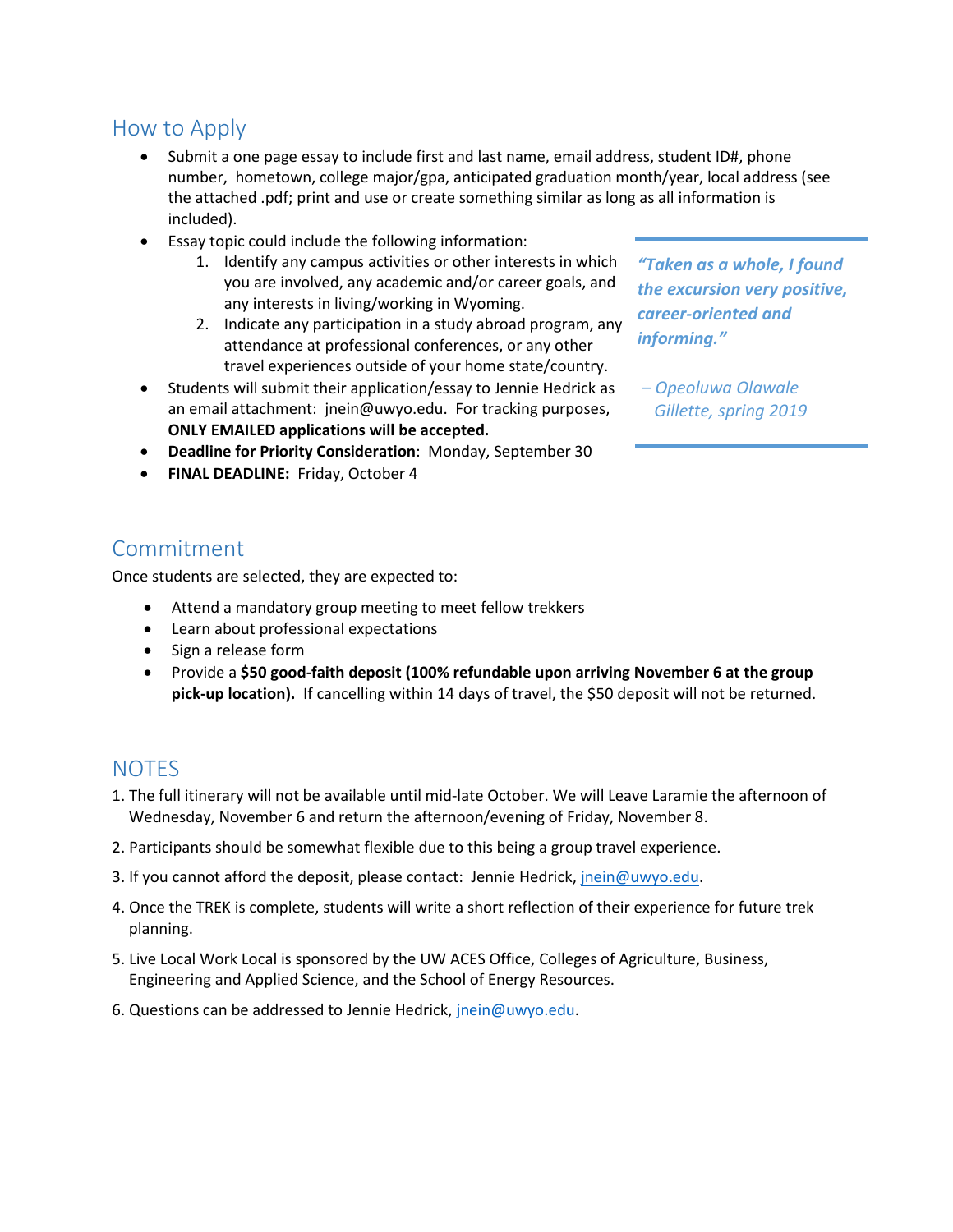## How to Apply

- Submit a one page essay to include first and last name, email address, student ID#, phone number, hometown, college major/gpa, anticipated graduation month/year, local address (see the attached .pdf; print and use or create something similar as long as all information is included).
- Essay topic could include the following information:
  1. Identify any campus activities or other interests in which you are involved, any academic and/or career goals, and any interests in living/working in Wyoming.
  2. Indicate any participation in a study abroad program, any attendance at professional conferences, or any other travel experiences outside of your home state/country.
- Students will submit their application/essay to Jennie Hedrick as an email attachment: jnein@uwyo.edu. For tracking purposes, **ONLY EMAILED applications will be accepted.**
- **Deadline for Priority Consideration**: Monday, September 30
- **FINAL DEADLINE:** Friday, October 4

> ***"Taken as a whole, I found the excursion very positive, career-oriented and informing."***
>
> *– Opeoluwa Olawale Gillette, spring 2019*

## Commitment

Once students are selected, they are expected to:

- Attend a mandatory group meeting to meet fellow trekkers
- Learn about professional expectations
- Sign a release form
- Provide a **$50 good-faith deposit (100% refundable upon arriving November 6 at the group pick-up location).** If cancelling within 14 days of travel, the $50 deposit will not be returned.

## NOTES

1. The full itinerary will not be available until mid-late October. We will Leave Laramie the afternoon of Wednesday, November 6 and return the afternoon/evening of Friday, November 8.
2. Participants should be somewhat flexible due to this being a group travel experience.
3. If you cannot afford the deposit, please contact: Jennie Hedrick, jnein@uwyo.edu.
4. Once the TREK is complete, students will write a short reflection of their experience for future trek planning.
5. Live Local Work Local is sponsored by the UW ACES Office, Colleges of Agriculture, Business, Engineering and Applied Science, and the School of Energy Resources.
6. Questions can be addressed to Jennie Hedrick, jnein@uwyo.edu.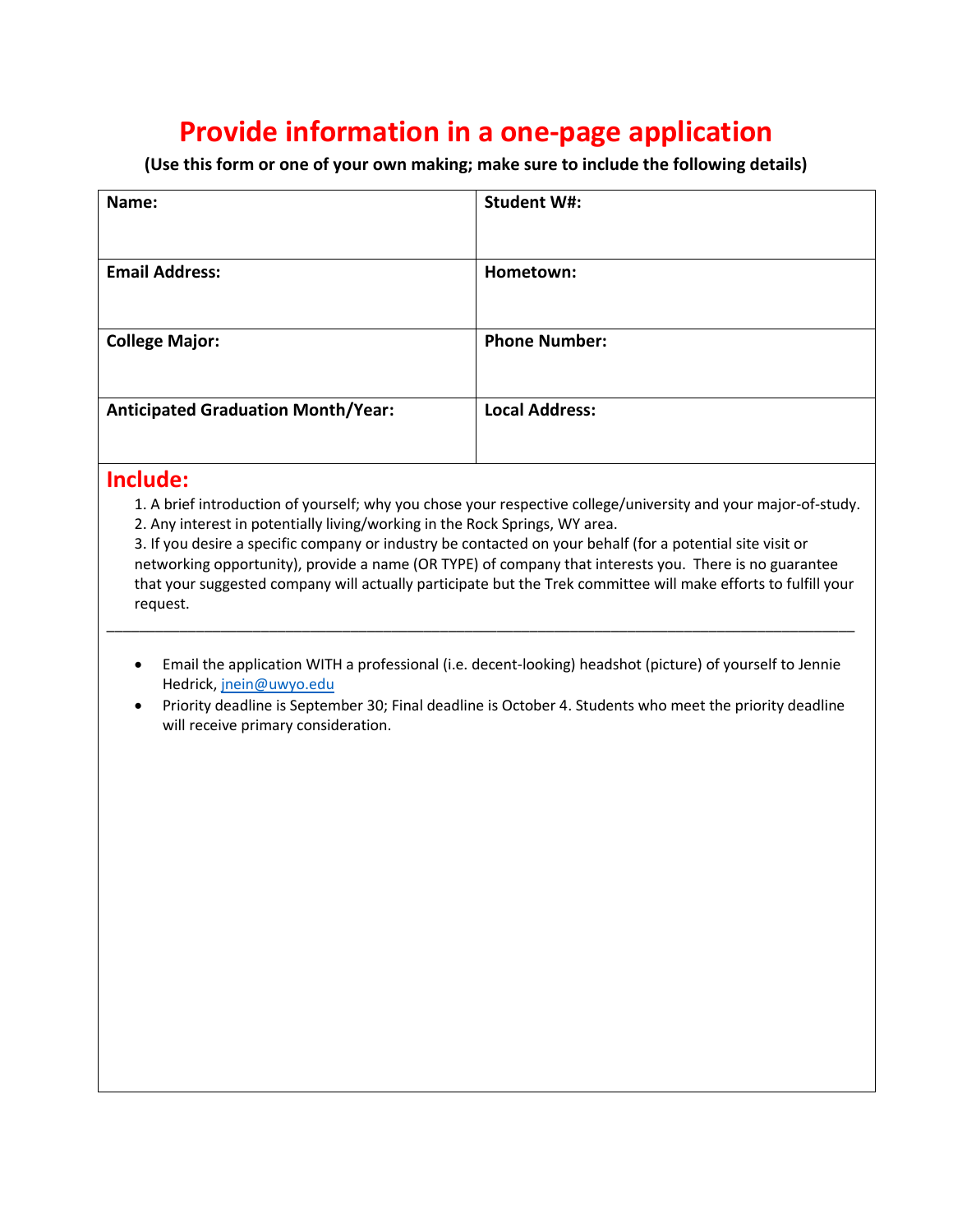# Provide information in a one-page application

**(Use this form or one of your own making; make sure to include the following details)**

| | |
|---|---|
| **Name:** | **Student W#:** |
| **Email Address:** | **Hometown:** |
| **College Major:** | **Phone Number:** |
| **Anticipated Graduation Month/Year:** | **Local Address:** |

## Include:

1. A brief introduction of yourself; why you chose your respective college/university and your major-of-study.
2. Any interest in potentially living/working in the Rock Springs, WY area.
3. If you desire a specific company or industry be contacted on your behalf (for a potential site visit or networking opportunity), provide a name (OR TYPE) of company that interests you. There is no guarantee that your suggested company will actually participate but the Trek committee will make efforts to fulfill your request.

---

- Email the application WITH a professional (i.e. decent-looking) headshot (picture) of yourself to Jennie Hedrick, jnein@uwyo.edu
- Priority deadline is September 30; Final deadline is October 4. Students who meet the priority deadline will receive primary consideration.